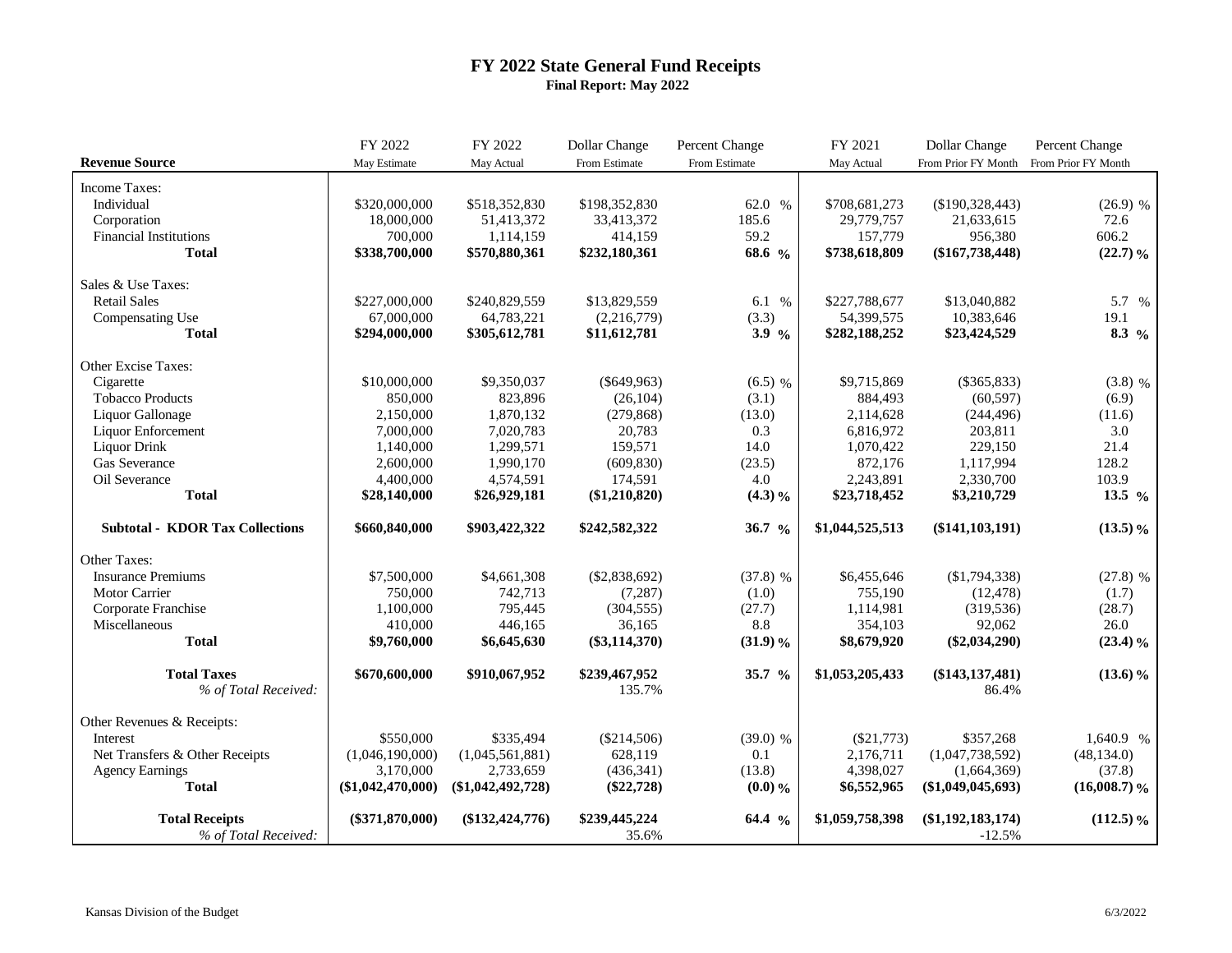# FY 2022 State General Fund Receipts

**Final Report: May 2022**

| Revenue Source | FY 2022 May Estimate | FY 2022 May Actual | Dollar Change From Estimate | Percent Change From Estimate | FY 2021 May Actual | Dollar Change From Prior FY Month | Percent Change From Prior FY Month |
|---|---|---|---|---|---|---|---|
| Income Taxes: | | | | | | | |
| Individual | $320,000,000 | $518,352,830 | $198,352,830 | 62.0 % | $708,681,273 | ($190,328,443) | (26.9) % |
| Corporation | 18,000,000 | 51,413,372 | 33,413,372 | 185.6 | 29,779,757 | 21,633,615 | 72.6 |
| Financial Institutions | 700,000 | 1,114,159 | 414,159 | 59.2 | 157,779 | 956,380 | 606.2 |
| **Total** | **$338,700,000** | **$570,880,361** | **$232,180,361** | **68.6 %** | **$738,618,809** | **($167,738,448)** | **(22.7) %** |
| Sales & Use Taxes: | | | | | | | |
| Retail Sales | $227,000,000 | $240,829,559 | $13,829,559 | 6.1 % | $227,788,677 | $13,040,882 | 5.7 % |
| Compensating Use | 67,000,000 | 64,783,221 | (2,216,779) | (3.3) | 54,399,575 | 10,383,646 | 19.1 |
| **Total** | **$294,000,000** | **$305,612,781** | **$11,612,781** | **3.9 %** | **$282,188,252** | **$23,424,529** | **8.3 %** |
| Other Excise Taxes: | | | | | | | |
| Cigarette | $10,000,000 | $9,350,037 | ($649,963) | (6.5) % | $9,715,869 | ($365,833) | (3.8) % |
| Tobacco Products | 850,000 | 823,896 | (26,104) | (3.1) | 884,493 | (60,597) | (6.9) |
| Liquor Gallonage | 2,150,000 | 1,870,132 | (279,868) | (13.0) | 2,114,628 | (244,496) | (11.6) |
| Liquor Enforcement | 7,000,000 | 7,020,783 | 20,783 | 0.3 | 6,816,972 | 203,811 | 3.0 |
| Liquor Drink | 1,140,000 | 1,299,571 | 159,571 | 14.0 | 1,070,422 | 229,150 | 21.4 |
| Gas Severance | 2,600,000 | 1,990,170 | (609,830) | (23.5) | 872,176 | 1,117,994 | 128.2 |
| Oil Severance | 4,400,000 | 4,574,591 | 174,591 | 4.0 | 2,243,891 | 2,330,700 | 103.9 |
| **Total** | **$28,140,000** | **$26,929,181** | **($1,210,820)** | **(4.3) %** | **$23,718,452** | **$3,210,729** | **13.5 %** |
| **Subtotal - KDOR Tax Collections** | **$660,840,000** | **$903,422,322** | **$242,582,322** | **36.7 %** | **$1,044,525,513** | **($141,103,191)** | **(13.5) %** |
| Other Taxes: | | | | | | | |
| Insurance Premiums | $7,500,000 | $4,661,308 | ($2,838,692) | (37.8) % | $6,455,646 | ($1,794,338) | (27.8) % |
| Motor Carrier | 750,000 | 742,713 | (7,287) | (1.0) | 755,190 | (12,478) | (1.7) |
| Corporate Franchise | 1,100,000 | 795,445 | (304,555) | (27.7) | 1,114,981 | (319,536) | (28.7) |
| Miscellaneous | 410,000 | 446,165 | 36,165 | 8.8 | 354,103 | 92,062 | 26.0 |
| **Total** | **$9,760,000** | **$6,645,630** | **($3,114,370)** | **(31.9) %** | **$8,679,920** | **($2,034,290)** | **(23.4) %** |
| **Total Taxes** | **$670,600,000** | **$910,067,952** | **$239,467,952** | **35.7 %** | **$1,053,205,433** | **($143,137,481)** | **(13.6) %** |
| *% of Total Received:* | | | 135.7% | | | 86.4% | |
| Other Revenues & Receipts: | | | | | | | |
| Interest | $550,000 | $335,494 | ($214,506) | (39.0) % | ($21,773) | $357,268 | 1,640.9 % |
| Net Transfers & Other Receipts | (1,046,190,000) | (1,045,561,881) | 628,119 | 0.1 | 2,176,711 | (1,047,738,592) | (48,134.0) |
| Agency Earnings | 3,170,000 | 2,733,659 | (436,341) | (13.8) | 4,398,027 | (1,664,369) | (37.8) |
| **Total** | **($1,042,470,000)** | **($1,042,492,728)** | **($22,728)** | **(0.0) %** | **$6,552,965** | **($1,049,045,693)** | **(16,008.7) %** |
| **Total Receipts** | **($371,870,000)** | **($132,424,776)** | **$239,445,224** | **64.4 %** | **$1,059,758,398** | **($1,192,183,174)** | **(112.5) %** |
| *% of Total Received:* | | | 35.6% | | | -12.5% | |

Kansas Division of the Budget

6/3/2022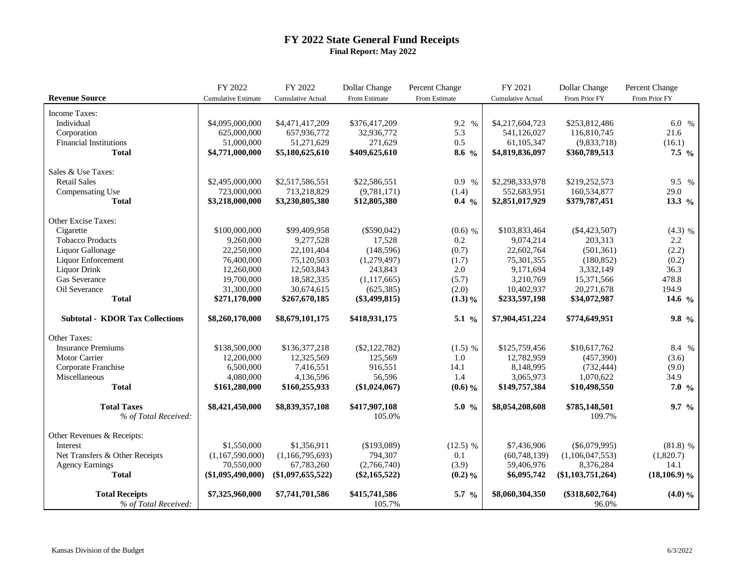# FY 2022 State General Fund Receipts

**Final Report: May 2022**

| Revenue Source | FY 2022 Cumulative Estimate | FY 2022 Cumulative Actual | Dollar Change From Estimate | Percent Change From Estimate | FY 2021 Cumulative Actual | Dollar Change From Prior FY | Percent Change From Prior FY |
|---|---|---|---|---|---|---|---|
| Income Taxes: | | | | | | | |
| Individual | $4,095,000,000 | $4,471,417,209 | $376,417,209 | 9.2 % | $4,217,604,723 | $253,812,486 | 6.0 % |
| Corporation | 625,000,000 | 657,936,772 | 32,936,772 | 5.3 | 541,126,027 | 116,810,745 | 21.6 |
| Financial Institutions | 51,000,000 | 51,271,629 | 271,629 | 0.5 | 61,105,347 | (9,833,718) | (16.1) |
| **Total** | **$4,771,000,000** | **$5,180,625,610** | **$409,625,610** | **8.6 %** | **$4,819,836,097** | **$360,789,513** | **7.5 %** |
| Sales & Use Taxes: | | | | | | | |
| Retail Sales | $2,495,000,000 | $2,517,586,551 | $22,586,551 | 0.9 % | $2,298,333,978 | $219,252,573 | 9.5 % |
| Compensating Use | 723,000,000 | 713,218,829 | (9,781,171) | (1.4) | 552,683,951 | 160,534,877 | 29.0 |
| **Total** | **$3,218,000,000** | **$3,230,805,380** | **$12,805,380** | **0.4 %** | **$2,851,017,929** | **$379,787,451** | **13.3 %** |
| Other Excise Taxes: | | | | | | | |
| Cigarette | $100,000,000 | $99,409,958 | ($590,042) | (0.6) % | $103,833,464 | ($4,423,507) | (4.3) % |
| Tobacco Products | 9,260,000 | 9,277,528 | 17,528 | 0.2 | 9,074,214 | 203,313 | 2.2 |
| Liquor Gallonage | 22,250,000 | 22,101,404 | (148,596) | (0.7) | 22,602,764 | (501,361) | (2.2) |
| Liquor Enforcement | 76,400,000 | 75,120,503 | (1,279,497) | (1.7) | 75,301,355 | (180,852) | (0.2) |
| Liquor Drink | 12,260,000 | 12,503,843 | 243,843 | 2.0 | 9,171,694 | 3,332,149 | 36.3 |
| Gas Severance | 19,700,000 | 18,582,335 | (1,117,665) | (5.7) | 3,210,769 | 15,371,566 | 478.8 |
| Oil Severance | 31,300,000 | 30,674,615 | (625,385) | (2.0) | 10,402,937 | 20,271,678 | 194.9 |
| **Total** | **$271,170,000** | **$267,670,185** | **($3,499,815)** | **(1.3) %** | **$233,597,198** | **$34,072,987** | **14.6 %** |
| **Subtotal - KDOR Tax Collections** | **$8,260,170,000** | **$8,679,101,175** | **$418,931,175** | **5.1 %** | **$7,904,451,224** | **$774,649,951** | **9.8 %** |
| Other Taxes: | | | | | | | |
| Insurance Premiums | $138,500,000 | $136,377,218 | ($2,122,782) | (1.5) % | $125,759,456 | $10,617,762 | 8.4 % |
| Motor Carrier | 12,200,000 | 12,325,569 | 125,569 | 1.0 | 12,782,959 | (457,390) | (3.6) |
| Corporate Franchise | 6,500,000 | 7,416,551 | 916,551 | 14.1 | 8,148,995 | (732,444) | (9.0) |
| Miscellaneous | 4,080,000 | 4,136,596 | 56,596 | 1.4 | 3,065,973 | 1,070,622 | 34.9 |
| **Total** | **$161,280,000** | **$160,255,933** | **($1,024,067)** | **(0.6) %** | **$149,757,384** | **$10,498,550** | **7.0 %** |
| **Total Taxes** | **$8,421,450,000** | **$8,839,357,108** | **$417,907,108** | **5.0 %** | **$8,054,208,608** | **$785,148,501** | **9.7 %** |
| *% of Total Received:* | | | 105.0% | | | 109.7% | |
| Other Revenues & Receipts: | | | | | | | |
| Interest | $1,550,000 | $1,356,911 | ($193,089) | (12.5) % | $7,436,906 | ($6,079,995) | (81.8) % |
| Net Transfers & Other Receipts | (1,167,590,000) | (1,166,795,693) | 794,307 | 0.1 | (60,748,139) | (1,106,047,553) | (1,820.7) |
| Agency Earnings | 70,550,000 | 67,783,260 | (2,766,740) | (3.9) | 59,406,976 | 8,376,284 | 14.1 |
| **Total** | **($1,095,490,000)** | **($1,097,655,522)** | **($2,165,522)** | **(0.2) %** | **$6,095,742** | **($1,103,751,264)** | **(18,106.9) %** |
| **Total Receipts** | **$7,325,960,000** | **$7,741,701,586** | **$415,741,586** | **5.7 %** | **$8,060,304,350** | **($318,602,764)** | **(4.0) %** |
| *% of Total Received:* | | | 105.7% | | | 96.0% | |

Kansas Division of the Budget

6/3/2022